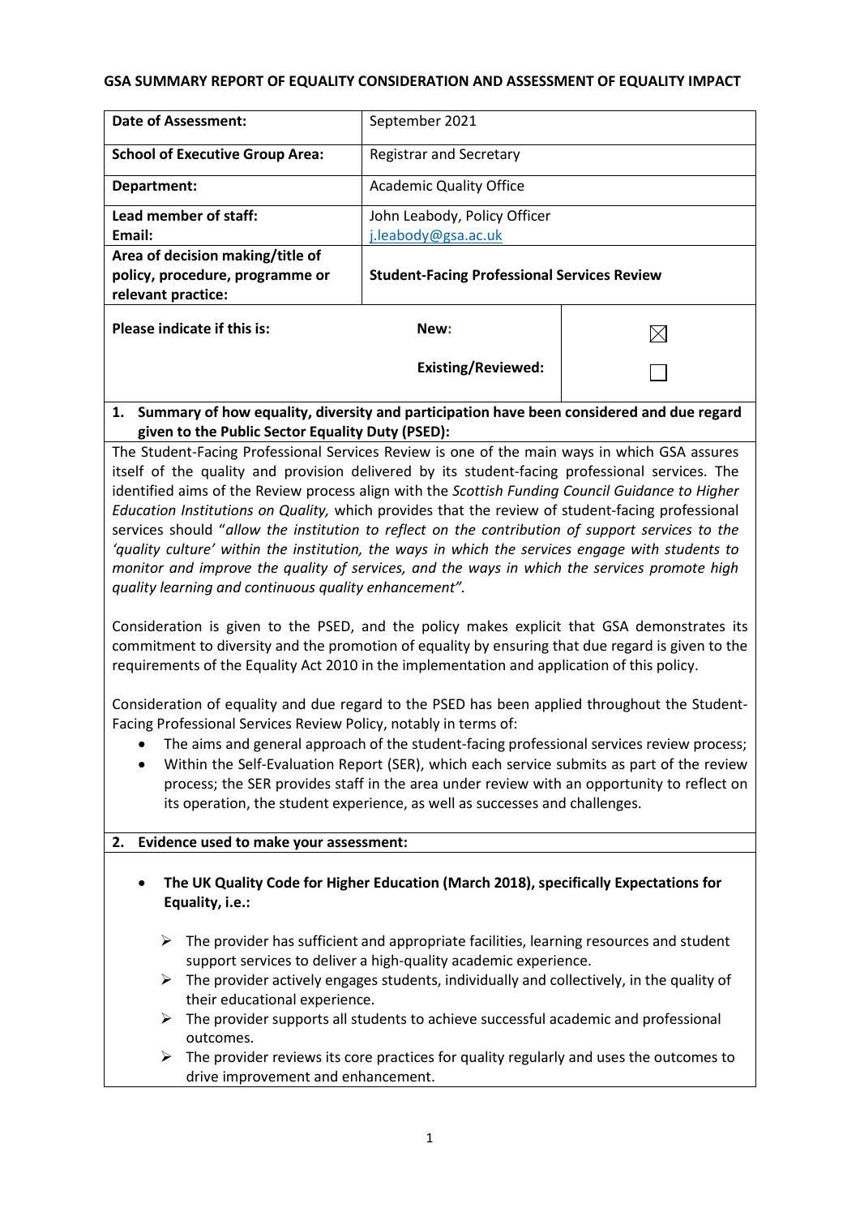**GSA SUMMARY REPORT OF EQUALITY CONSIDERATION AND ASSESSMENT OF EQUALITY IMPACT**

| | | |
|---|---|---|
| **Date of Assessment:** | September 2021 | |
| **School of Executive Group Area:** | Registrar and Secretary | |
| **Department:** | Academic Quality Office | |
| **Lead member of staff:**<br>**Email:** | John Leabody, Policy Officer<br>j.leabody@gsa.ac.uk | |
| **Area of decision making/title of policy, procedure, programme or relevant practice:** | **Student-Facing Professional Services Review** | |
| **Please indicate if this is:** | **New:** | ☒ |
| | **Existing/Reviewed:** | ☐ |

**1. Summary of how equality, diversity and participation have been considered and due regard given to the Public Sector Equality Duty (PSED):**

The Student-Facing Professional Services Review is one of the main ways in which GSA assures itself of the quality and provision delivered by its student-facing professional services. The identified aims of the Review process align with the *Scottish Funding Council Guidance to Higher Education Institutions on Quality,* which provides that the review of student-facing professional services should "*allow the institution to reflect on the contribution of support services to the 'quality culture' within the institution, the ways in which the services engage with students to monitor and improve the quality of services, and the ways in which the services promote high quality learning and continuous quality enhancement".*

Consideration is given to the PSED, and the policy makes explicit that GSA demonstrates its commitment to diversity and the promotion of equality by ensuring that due regard is given to the requirements of the Equality Act 2010 in the implementation and application of this policy.

Consideration of equality and due regard to the PSED has been applied throughout the Student-Facing Professional Services Review Policy, notably in terms of:

- The aims and general approach of the student-facing professional services review process;
- Within the Self-Evaluation Report (SER), which each service submits as part of the review process; the SER provides staff in the area under review with an opportunity to reflect on its operation, the student experience, as well as successes and challenges.

**2. Evidence used to make your assessment:**

- **The UK Quality Code for Higher Education (March 2018), specifically Expectations for Equality, i.e.:**
  - The provider has sufficient and appropriate facilities, learning resources and student support services to deliver a high-quality academic experience.
  - The provider actively engages students, individually and collectively, in the quality of their educational experience.
  - The provider supports all students to achieve successful academic and professional outcomes.
  - The provider reviews its core practices for quality regularly and uses the outcomes to drive improvement and enhancement.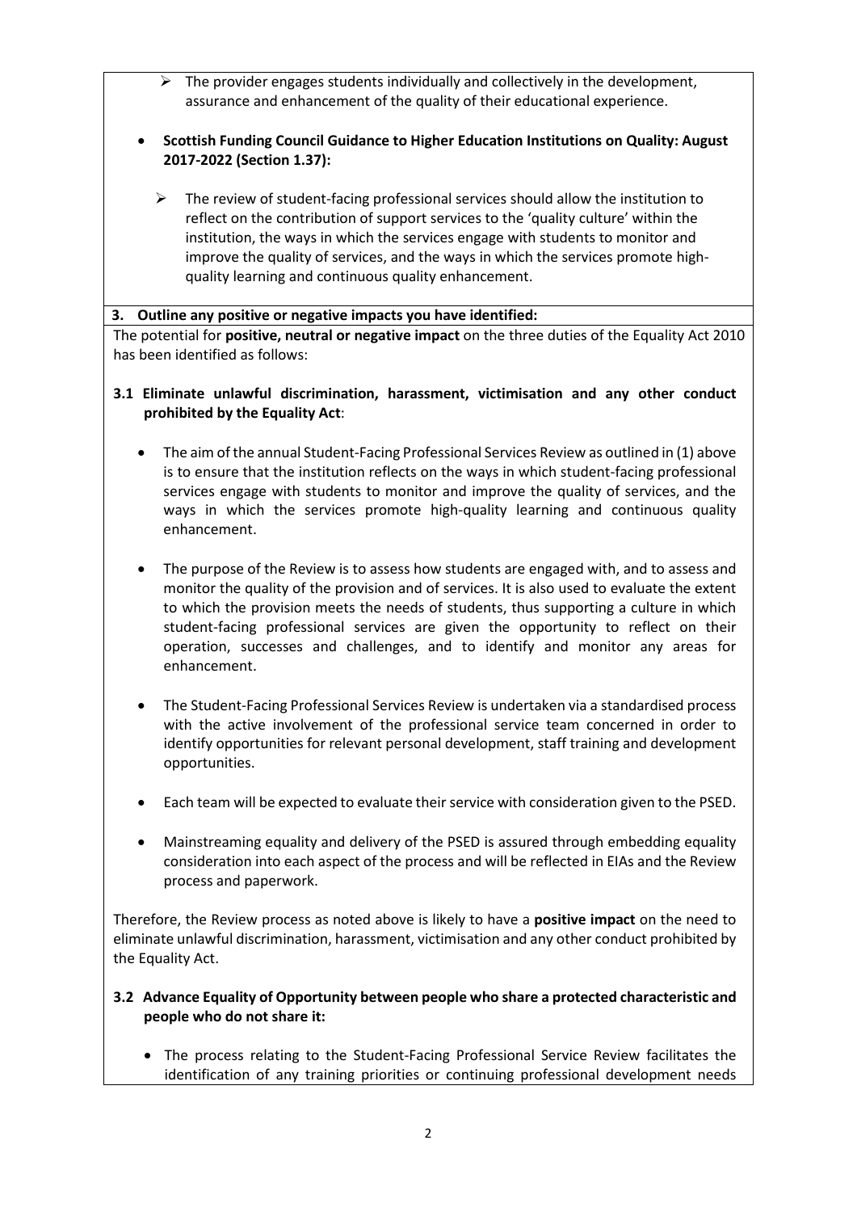- The provider engages students individually and collectively in the development, assurance and enhancement of the quality of their educational experience.

- **Scottish Funding Council Guidance to Higher Education Institutions on Quality: August 2017-2022 (Section 1.37):**

  - The review of student-facing professional services should allow the institution to reflect on the contribution of support services to the 'quality culture' within the institution, the ways in which the services engage with students to monitor and improve the quality of services, and the ways in which the services promote high-quality learning and continuous quality enhancement.

**3. Outline any positive or negative impacts you have identified:**

The potential for **positive, neutral or negative impact** on the three duties of the Equality Act 2010 has been identified as follows:

**3.1 Eliminate unlawful discrimination, harassment, victimisation and any other conduct prohibited by the Equality Act**:

- The aim of the annual Student-Facing Professional Services Review as outlined in (1) above is to ensure that the institution reflects on the ways in which student-facing professional services engage with students to monitor and improve the quality of services, and the ways in which the services promote high-quality learning and continuous quality enhancement.

- The purpose of the Review is to assess how students are engaged with, and to assess and monitor the quality of the provision and of services. It is also used to evaluate the extent to which the provision meets the needs of students, thus supporting a culture in which student-facing professional services are given the opportunity to reflect on their operation, successes and challenges, and to identify and monitor any areas for enhancement.

- The Student-Facing Professional Services Review is undertaken via a standardised process with the active involvement of the professional service team concerned in order to identify opportunities for relevant personal development, staff training and development opportunities.

- Each team will be expected to evaluate their service with consideration given to the PSED.

- Mainstreaming equality and delivery of the PSED is assured through embedding equality consideration into each aspect of the process and will be reflected in EIAs and the Review process and paperwork.

Therefore, the Review process as noted above is likely to have a **positive impact** on the need to eliminate unlawful discrimination, harassment, victimisation and any other conduct prohibited by the Equality Act.

**3.2 Advance Equality of Opportunity between people who share a protected characteristic and people who do not share it:**

- The process relating to the Student-Facing Professional Service Review facilitates the identification of any training priorities or continuing professional development needs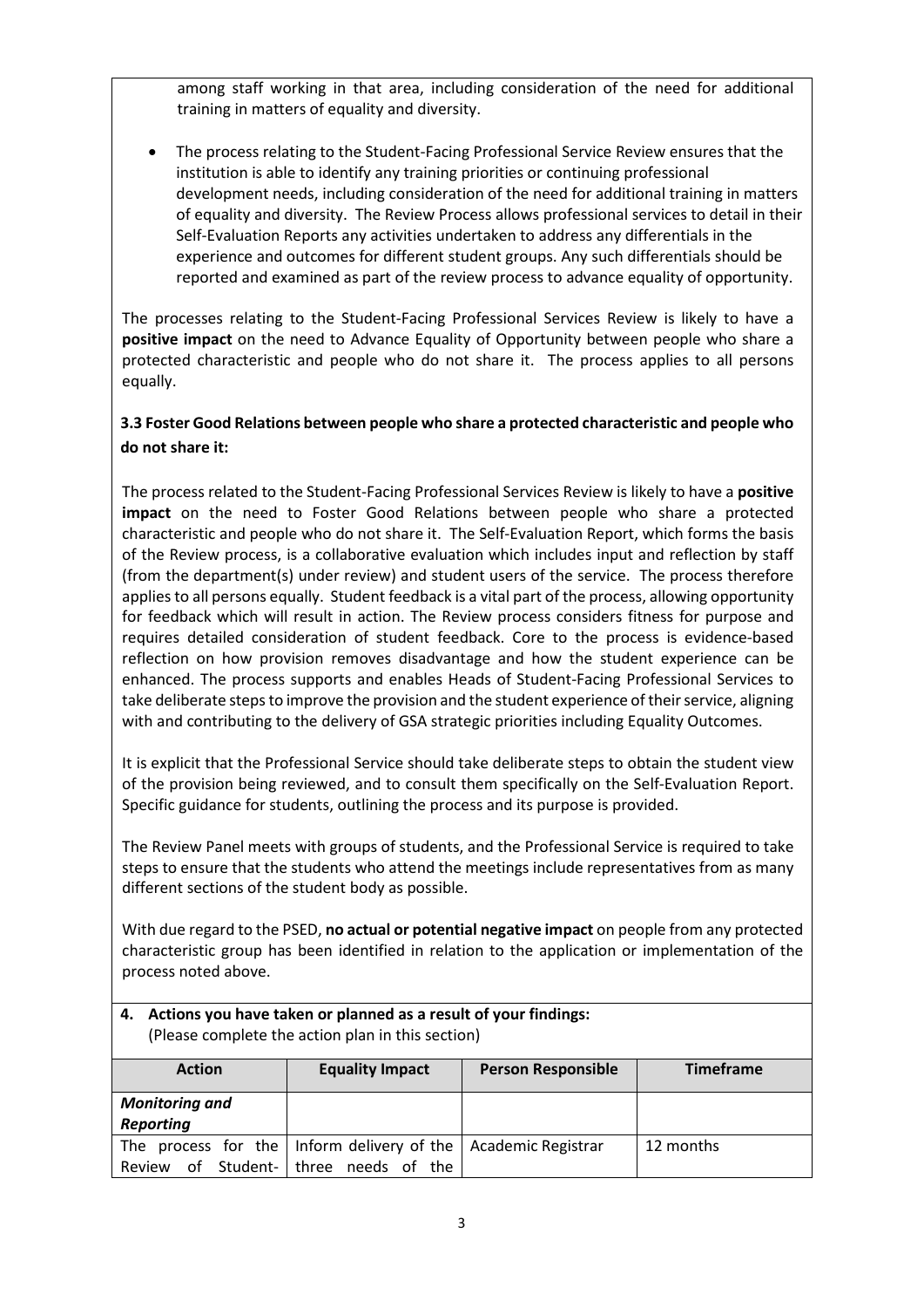among staff working in that area, including consideration of the need for additional training in matters of equality and diversity.

- The process relating to the Student-Facing Professional Service Review ensures that the institution is able to identify any training priorities or continuing professional development needs, including consideration of the need for additional training in matters of equality and diversity. The Review Process allows professional services to detail in their Self-Evaluation Reports any activities undertaken to address any differentials in the experience and outcomes for different student groups. Any such differentials should be reported and examined as part of the review process to advance equality of opportunity.

The processes relating to the Student-Facing Professional Services Review is likely to have a **positive impact** on the need to Advance Equality of Opportunity between people who share a protected characteristic and people who do not share it. The process applies to all persons equally.

### 3.3 Foster Good Relations between people who share a protected characteristic and people who do not share it:

The process related to the Student-Facing Professional Services Review is likely to have a **positive impact** on the need to Foster Good Relations between people who share a protected characteristic and people who do not share it. The Self-Evaluation Report, which forms the basis of the Review process, is a collaborative evaluation which includes input and reflection by staff (from the department(s) under review) and student users of the service. The process therefore applies to all persons equally. Student feedback is a vital part of the process, allowing opportunity for feedback which will result in action. The Review process considers fitness for purpose and requires detailed consideration of student feedback. Core to the process is evidence-based reflection on how provision removes disadvantage and how the student experience can be enhanced. The process supports and enables Heads of Student-Facing Professional Services to take deliberate steps to improve the provision and the student experience of their service, aligning with and contributing to the delivery of GSA strategic priorities including Equality Outcomes.

It is explicit that the Professional Service should take deliberate steps to obtain the student view of the provision being reviewed, and to consult them specifically on the Self-Evaluation Report. Specific guidance for students, outlining the process and its purpose is provided.

The Review Panel meets with groups of students, and the Professional Service is required to take steps to ensure that the students who attend the meetings include representatives from as many different sections of the student body as possible.

With due regard to the PSED, **no actual or potential negative impact** on people from any protected characteristic group has been identified in relation to the application or implementation of the process noted above.

**4. Actions you have taken or planned as a result of your findings:**
(Please complete the action plan in this section)

| Action | Equality Impact | Person Responsible | Timeframe |
|---|---|---|---|
| ***Monitoring and Reporting*** | | | |
| The process for the Review of Student- | Inform delivery of the three needs of the | Academic Registrar | 12 months |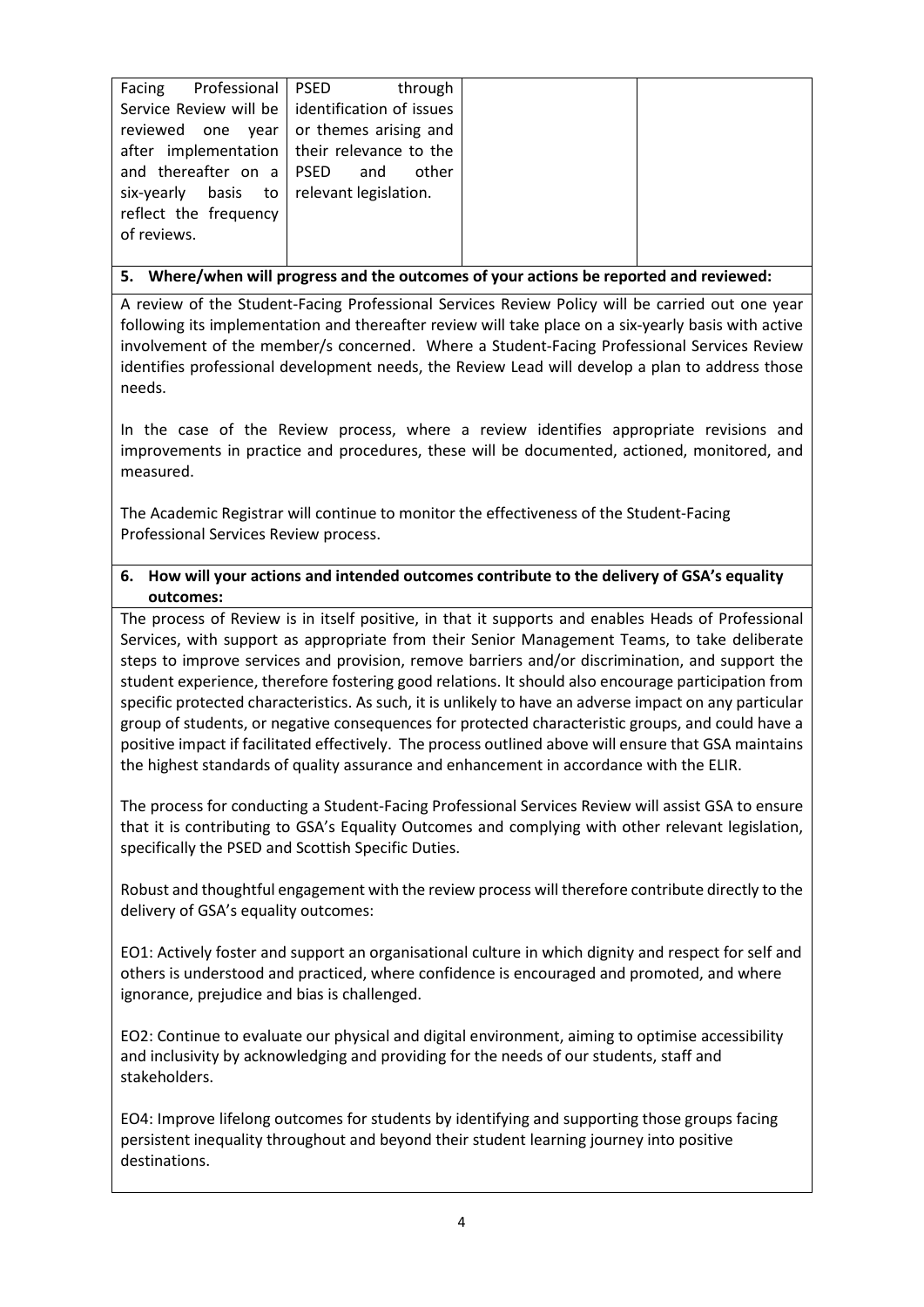| | | | |
|---|---|---|---|
| Facing Professional Service Review will be reviewed one year after implementation and thereafter on a six-yearly basis to reflect the frequency of reviews. | PSED through identification of issues or themes arising and their relevance to the PSED and other relevant legislation. | | |

**5. Where/when will progress and the outcomes of your actions be reported and reviewed:**

A review of the Student-Facing Professional Services Review Policy will be carried out one year following its implementation and thereafter review will take place on a six-yearly basis with active involvement of the member/s concerned. Where a Student-Facing Professional Services Review identifies professional development needs, the Review Lead will develop a plan to address those needs.

In the case of the Review process, where a review identifies appropriate revisions and improvements in practice and procedures, these will be documented, actioned, monitored, and measured.

The Academic Registrar will continue to monitor the effectiveness of the Student-Facing Professional Services Review process.

**6. How will your actions and intended outcomes contribute to the delivery of GSA's equality outcomes:**

The process of Review is in itself positive, in that it supports and enables Heads of Professional Services, with support as appropriate from their Senior Management Teams, to take deliberate steps to improve services and provision, remove barriers and/or discrimination, and support the student experience, therefore fostering good relations. It should also encourage participation from specific protected characteristics. As such, it is unlikely to have an adverse impact on any particular group of students, or negative consequences for protected characteristic groups, and could have a positive impact if facilitated effectively. The process outlined above will ensure that GSA maintains the highest standards of quality assurance and enhancement in accordance with the ELIR.

The process for conducting a Student-Facing Professional Services Review will assist GSA to ensure that it is contributing to GSA's Equality Outcomes and complying with other relevant legislation, specifically the PSED and Scottish Specific Duties.

Robust and thoughtful engagement with the review process will therefore contribute directly to the delivery of GSA's equality outcomes:

EO1: Actively foster and support an organisational culture in which dignity and respect for self and others is understood and practiced, where confidence is encouraged and promoted, and where ignorance, prejudice and bias is challenged.

EO2: Continue to evaluate our physical and digital environment, aiming to optimise accessibility and inclusivity by acknowledging and providing for the needs of our students, staff and stakeholders.

EO4: Improve lifelong outcomes for students by identifying and supporting those groups facing persistent inequality throughout and beyond their student learning journey into positive destinations.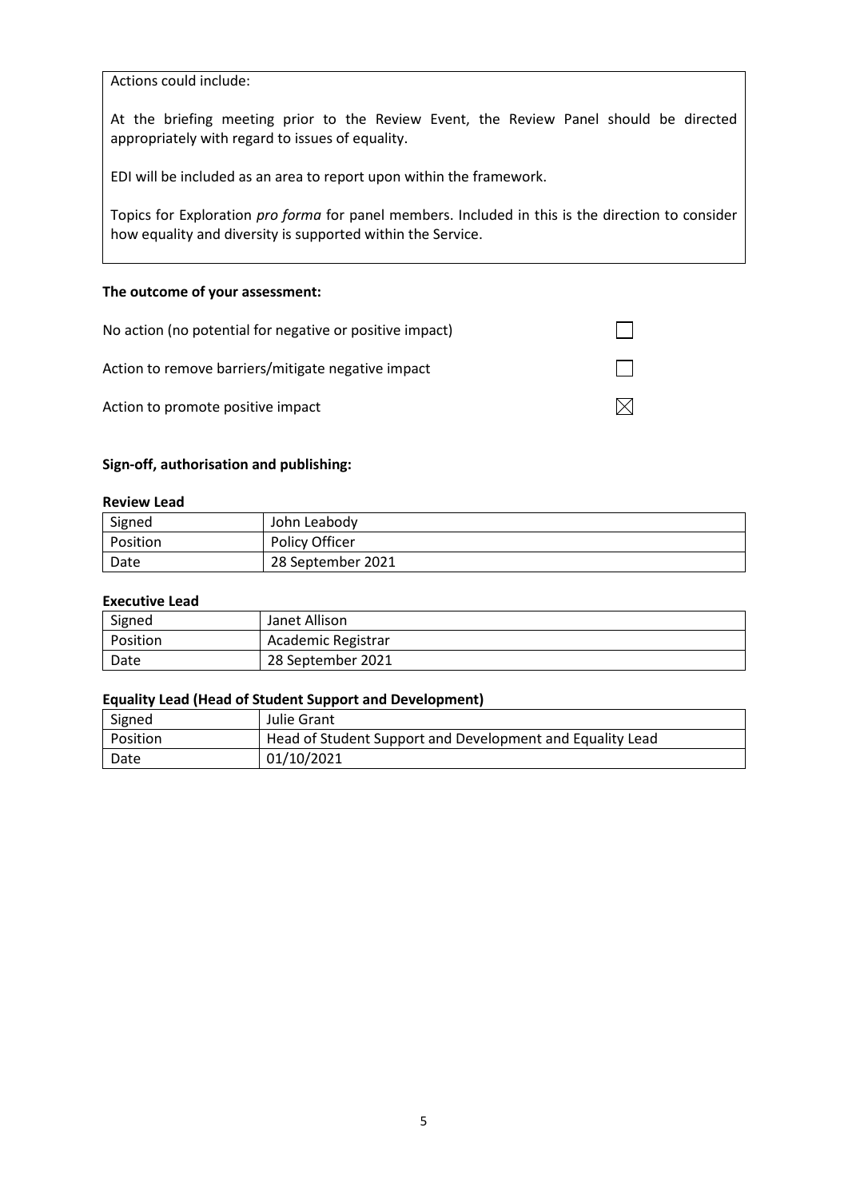Actions could include:

At the briefing meeting prior to the Review Event, the Review Panel should be directed appropriately with regard to issues of equality.

EDI will be included as an area to report upon within the framework.

Topics for Exploration *pro forma* for panel members. Included in this is the direction to consider how equality and diversity is supported within the Service.

**The outcome of your assessment:**

No action (no potential for negative or positive impact) ☐

Action to remove barriers/mitigate negative impact ☐

Action to promote positive impact ☒

**Sign-off, authorisation and publishing:**

**Review Lead**

| | |
|---|---|
| Signed | John Leabody |
| Position | Policy Officer |
| Date | 28 September 2021 |

**Executive Lead**

| | |
|---|---|
| Signed | Janet Allison |
| Position | Academic Registrar |
| Date | 28 September 2021 |

**Equality Lead (Head of Student Support and Development)**

| | |
|---|---|
| Signed | Julie Grant |
| Position | Head of Student Support and Development and Equality Lead |
| Date | 01/10/2021 |